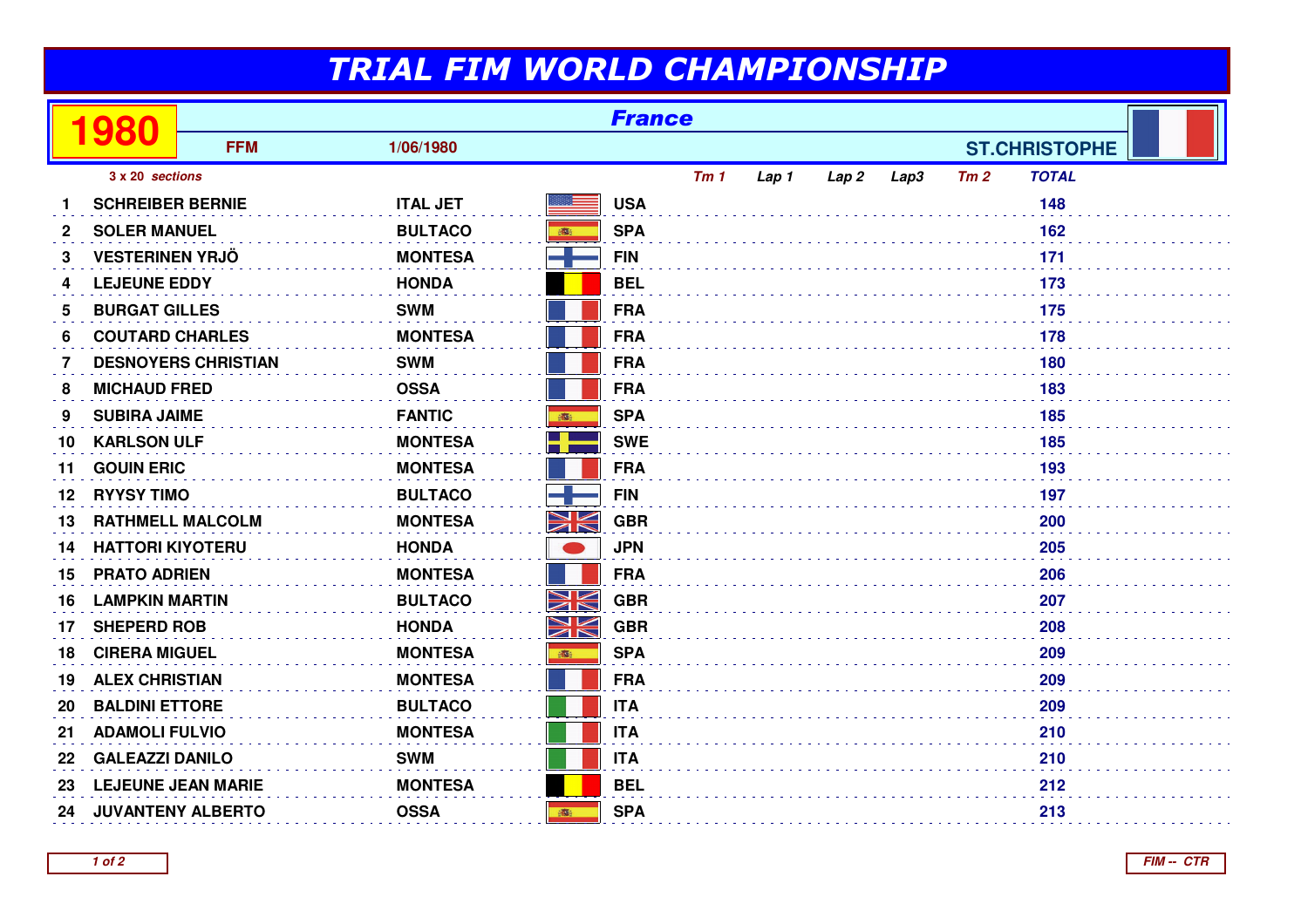# TRIAL FIM WORLD CHAMPIONSHIP

## 1980 — France

**FFM** — 1/06/1980 — **ST.CHRISTOPHE**

*3 x 20 sections*

| | | | | Tm 1 | Lap 1 | Lap 2 | Lap3 | Tm 2 | TOTAL |
|---|---|---|---|---|---|---|---|---|---|
| 1 | SCHREIBER BERNIE | ITAL JET | USA | | | | | | 148 |
| 2 | SOLER MANUEL | BULTACO | SPA | | | | | | 162 |
| 3 | VESTERINEN YRJÖ | MONTESA | FIN | | | | | | 171 |
| 4 | LEJEUNE EDDY | HONDA | BEL | | | | | | 173 |
| 5 | BURGAT GILLES | SWM | FRA | | | | | | 175 |
| 6 | COUTARD CHARLES | MONTESA | FRA | | | | | | 178 |
| 7 | DESNOYERS CHRISTIAN | SWM | FRA | | | | | | 180 |
| 8 | MICHAUD FRED | OSSA | FRA | | | | | | 183 |
| 9 | SUBIRA JAIME | FANTIC | SPA | | | | | | 185 |
| 10 | KARLSON ULF | MONTESA | SWE | | | | | | 185 |
| 11 | GOUIN ERIC | MONTESA | FRA | | | | | | 193 |
| 12 | RYYSY TIMO | BULTACO | FIN | | | | | | 197 |
| 13 | RATHMELL MALCOLM | MONTESA | GBR | | | | | | 200 |
| 14 | HATTORI KIYOTERU | HONDA | JPN | | | | | | 205 |
| 15 | PRATO ADRIEN | MONTESA | FRA | | | | | | 206 |
| 16 | LAMPKIN MARTIN | BULTACO | GBR | | | | | | 207 |
| 17 | SHEPERD ROB | HONDA | GBR | | | | | | 208 |
| 18 | CIRERA MIGUEL | MONTESA | SPA | | | | | | 209 |
| 19 | ALEX CHRISTIAN | MONTESA | FRA | | | | | | 209 |
| 20 | BALDINI ETTORE | BULTACO | ITA | | | | | | 209 |
| 21 | ADAMOLI FULVIO | MONTESA | ITA | | | | | | 210 |
| 22 | GALEAZZI DANILO | SWM | ITA | | | | | | 210 |
| 23 | LEJEUNE JEAN MARIE | MONTESA | BEL | | | | | | 212 |
| 24 | JUVANTENY ALBERTO | OSSA | SPA | | | | | | 213 |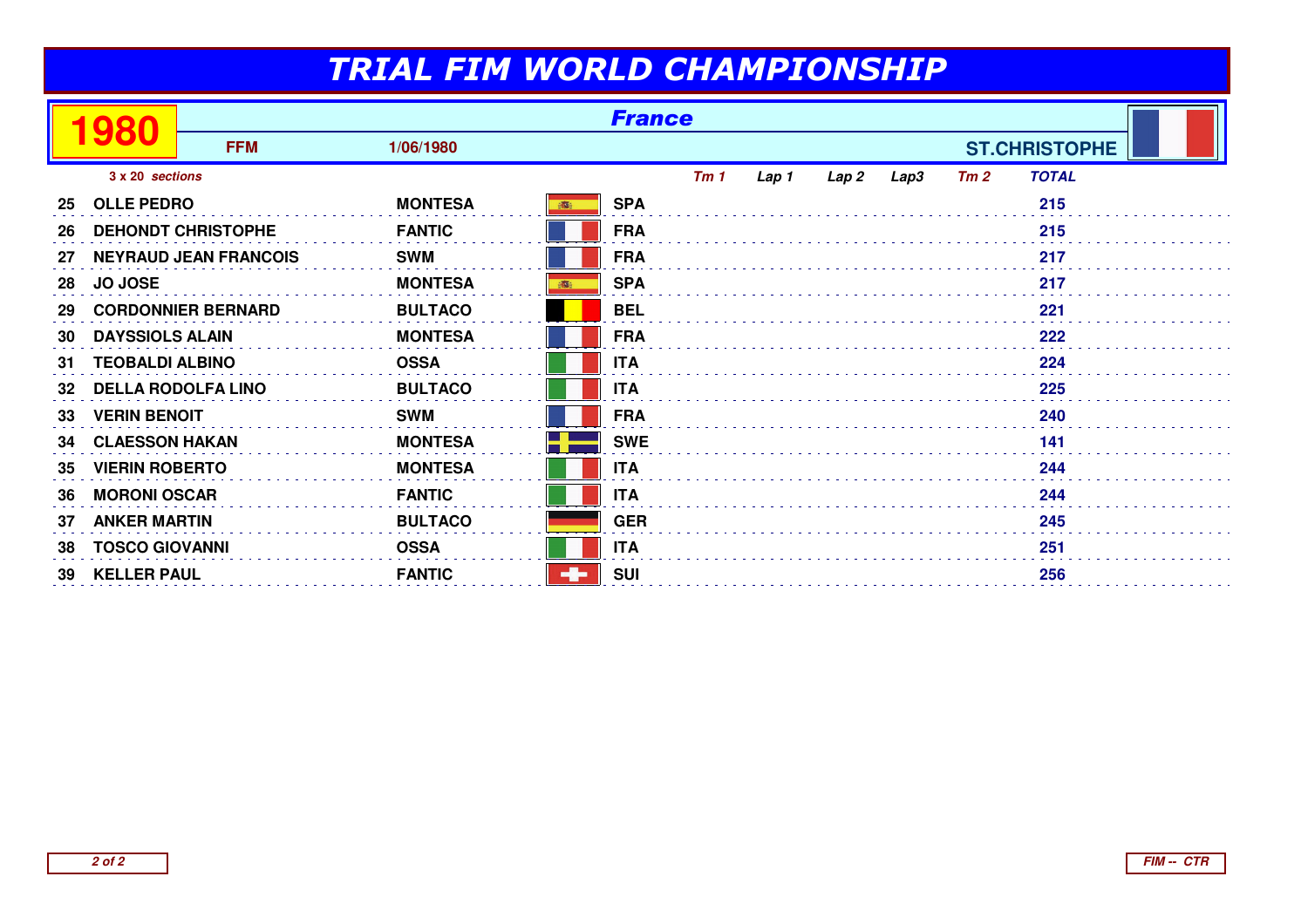# TRIAL FIM WORLD CHAMPIONSHIP

**1980** — *France*

**FFM** — **1/06/1980** — **ST.CHRISTOPHE**

*3 x 20 sections*

| | | | | Tm 1 | Lap 1 | Lap 2 | Lap3 | Tm 2 | TOTAL |
|---|---|---|---|---|---|---|---|---|---|
| 25 | OLLE PEDRO | MONTESA | SPA | | | | | | 215 |
| 26 | DEHONDT CHRISTOPHE | FANTIC | FRA | | | | | | 215 |
| 27 | NEYRAUD JEAN FRANCOIS | SWM | FRA | | | | | | 217 |
| 28 | JO JOSE | MONTESA | SPA | | | | | | 217 |
| 29 | CORDONNIER BERNARD | BULTACO | BEL | | | | | | 221 |
| 30 | DAYSSIOLS ALAIN | MONTESA | FRA | | | | | | 222 |
| 31 | TEOBALDI ALBINO | OSSA | ITA | | | | | | 224 |
| 32 | DELLA RODOLFA LINO | BULTACO | ITA | | | | | | 225 |
| 33 | VERIN BENOIT | SWM | FRA | | | | | | 240 |
| 34 | CLAESSON HAKAN | MONTESA | SWE | | | | | | 141 |
| 35 | VIERIN ROBERTO | MONTESA | ITA | | | | | | 244 |
| 36 | MORONI OSCAR | FANTIC | ITA | | | | | | 244 |
| 37 | ANKER MARTIN | BULTACO | GER | | | | | | 245 |
| 38 | TOSCO GIOVANNI | OSSA | ITA | | | | | | 251 |
| 39 | KELLER PAUL | FANTIC | SUI | | | | | | 256 |

*FIM -- CTR*